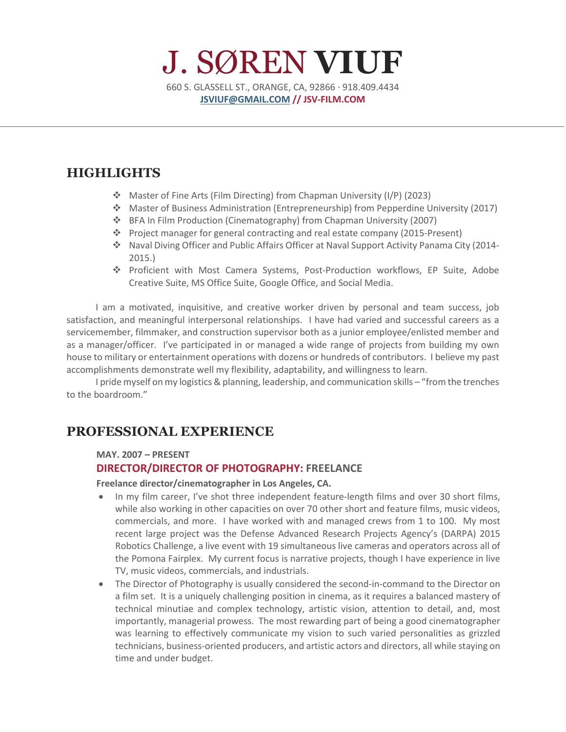# J. SØREN VIUF

660 S. GLASSELL ST., ORANGE, CA, 92866 · 918.409.4434

**JSVIUF@GMAIL.COM // JSV-FILM.COM**

---

## HIGHLIGHTS

- Master of Fine Arts (Film Directing) from Chapman University (I/P) (2023)
- Master of Business Administration (Entrepreneurship) from Pepperdine University (2017)
- BFA In Film Production (Cinematography) from Chapman University (2007)
- Project manager for general contracting and real estate company (2015-Present)
- Naval Diving Officer and Public Affairs Officer at Naval Support Activity Panama City (2014-2015.)
- Proficient with Most Camera Systems, Post-Production workflows, EP Suite, Adobe Creative Suite, MS Office Suite, Google Office, and Social Media.

I am a motivated, inquisitive, and creative worker driven by personal and team success, job satisfaction, and meaningful interpersonal relationships. I have had varied and successful careers as a servicemember, filmmaker, and construction supervisor both as a junior employee/enlisted member and as a manager/officer. I've participated in or managed a wide range of projects from building my own house to military or entertainment operations with dozens or hundreds of contributors. I believe my past accomplishments demonstrate well my flexibility, adaptability, and willingness to learn.

I pride myself on my logistics & planning, leadership, and communication skills – "from the trenches to the boardroom."

## PROFESSIONAL EXPERIENCE

**MAY. 2007 – PRESENT**

### DIRECTOR/DIRECTOR OF PHOTOGRAPHY: FREELANCE

**Freelance director/cinematographer in Los Angeles, CA.**

- In my film career, I've shot three independent feature-length films and over 30 short films, while also working in other capacities on over 70 other short and feature films, music videos, commercials, and more. I have worked with and managed crews from 1 to 100. My most recent large project was the Defense Advanced Research Projects Agency's (DARPA) 2015 Robotics Challenge, a live event with 19 simultaneous live cameras and operators across all of the Pomona Fairplex. My current focus is narrative projects, though I have experience in live TV, music videos, commercials, and industrials.
- The Director of Photography is usually considered the second-in-command to the Director on a film set. It is a uniquely challenging position in cinema, as it requires a balanced mastery of technical minutiae and complex technology, artistic vision, attention to detail, and, most importantly, managerial prowess. The most rewarding part of being a good cinematographer was learning to effectively communicate my vision to such varied personalities as grizzled technicians, business-oriented producers, and artistic actors and directors, all while staying on time and under budget.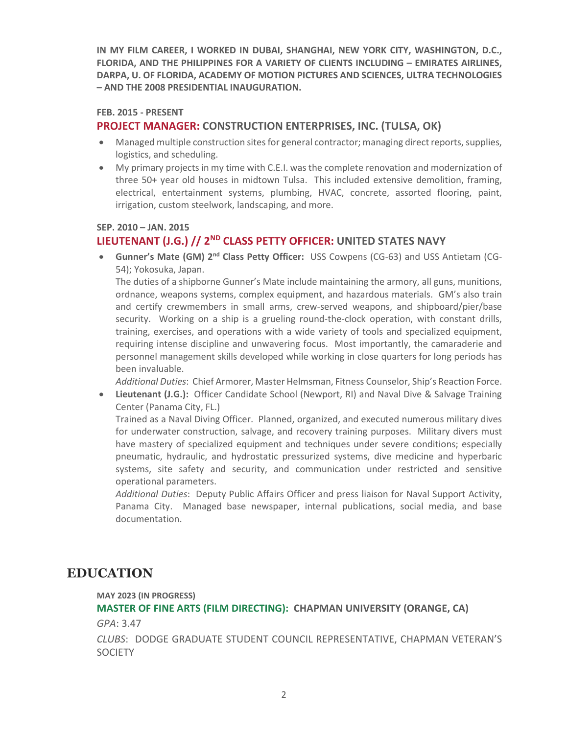**IN MY FILM CAREER, I WORKED IN DUBAI, SHANGHAI, NEW YORK CITY, WASHINGTON, D.C., FLORIDA, AND THE PHILIPPINES FOR A VARIETY OF CLIENTS INCLUDING – EMIRATES AIRLINES, DARPA, U. OF FLORIDA, ACADEMY OF MOTION PICTURES AND SCIENCES, ULTRA TECHNOLOGIES – AND THE 2008 PRESIDENTIAL INAUGURATION.**

**FEB. 2015 - PRESENT**

### PROJECT MANAGER: CONSTRUCTION ENTERPRISES, INC. (TULSA, OK)

- Managed multiple construction sites for general contractor; managing direct reports, supplies, logistics, and scheduling.
- My primary projects in my time with C.E.I. was the complete renovation and modernization of three 50+ year old houses in midtown Tulsa. This included extensive demolition, framing, electrical, entertainment systems, plumbing, HVAC, concrete, assorted flooring, paint, irrigation, custom steelwork, landscaping, and more.

**SEP. 2010 – JAN. 2015**

### LIEUTENANT (J.G.) // 2ND CLASS PETTY OFFICER: UNITED STATES NAVY

- **Gunner's Mate (GM) 2nd Class Petty Officer:** USS Cowpens (CG-63) and USS Antietam (CG-54); Yokosuka, Japan.
  The duties of a shipborne Gunner's Mate include maintaining the armory, all guns, munitions, ordnance, weapons systems, complex equipment, and hazardous materials. GM's also train and certify crewmembers in small arms, crew-served weapons, and shipboard/pier/base security. Working on a ship is a grueling round-the-clock operation, with constant drills, training, exercises, and operations with a wide variety of tools and specialized equipment, requiring intense discipline and unwavering focus. Most importantly, the camaraderie and personnel management skills developed while working in close quarters for long periods has been invaluable.
  *Additional Duties*: Chief Armorer, Master Helmsman, Fitness Counselor, Ship's Reaction Force.
- **Lieutenant (J.G.):** Officer Candidate School (Newport, RI) and Naval Dive & Salvage Training Center (Panama City, FL.)
  Trained as a Naval Diving Officer. Planned, organized, and executed numerous military dives for underwater construction, salvage, and recovery training purposes. Military divers must have mastery of specialized equipment and techniques under severe conditions; especially pneumatic, hydraulic, and hydrostatic pressurized systems, dive medicine and hyperbaric systems, site safety and security, and communication under restricted and sensitive operational parameters.
  *Additional Duties*: Deputy Public Affairs Officer and press liaison for Naval Support Activity, Panama City. Managed base newspaper, internal publications, social media, and base documentation.

## EDUCATION

**MAY 2023 (IN PROGRESS)**

### MASTER OF FINE ARTS (FILM DIRECTING): CHAPMAN UNIVERSITY (ORANGE, CA)

*GPA*: 3.47

*CLUBS*: DODGE GRADUATE STUDENT COUNCIL REPRESENTATIVE, CHAPMAN VETERAN'S SOCIETY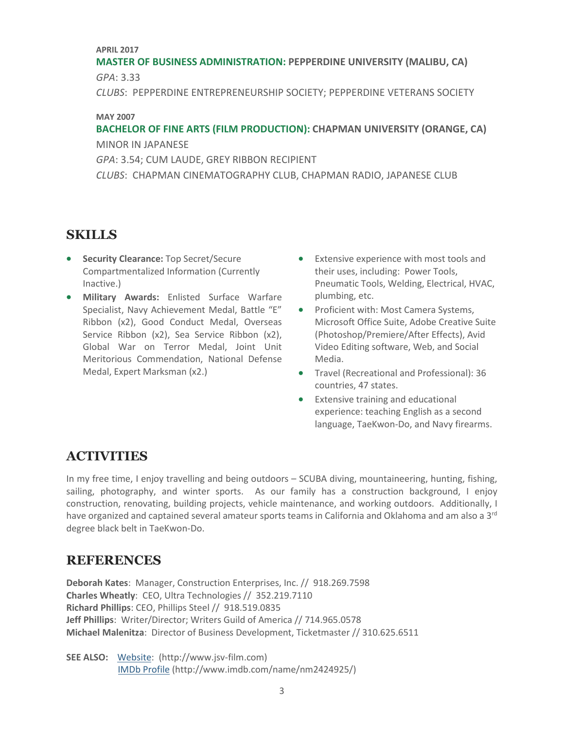**APRIL 2017**

**MASTER OF BUSINESS ADMINISTRATION: PEPPERDINE UNIVERSITY (MALIBU, CA)**

*GPA*: 3.33

*CLUBS*: PEPPERDINE ENTREPRENEURSHIP SOCIETY; PEPPERDINE VETERANS SOCIETY

**MAY 2007**

**BACHELOR OF FINE ARTS (FILM PRODUCTION): CHAPMAN UNIVERSITY (ORANGE, CA)**

MINOR IN JAPANESE

*GPA*: 3.54; CUM LAUDE, GREY RIBBON RECIPIENT

*CLUBS*: CHAPMAN CINEMATOGRAPHY CLUB, CHAPMAN RADIO, JAPANESE CLUB

## SKILLS

- **Security Clearance:** Top Secret/Secure Compartmentalized Information (Currently Inactive.)
- **Military Awards:** Enlisted Surface Warfare Specialist, Navy Achievement Medal, Battle "E" Ribbon (x2), Good Conduct Medal, Overseas Service Ribbon (x2), Sea Service Ribbon (x2), Global War on Terror Medal, Joint Unit Meritorious Commendation, National Defense Medal, Expert Marksman (x2.)
- Extensive experience with most tools and their uses, including: Power Tools, Pneumatic Tools, Welding, Electrical, HVAC, plumbing, etc.
- Proficient with: Most Camera Systems, Microsoft Office Suite, Adobe Creative Suite (Photoshop/Premiere/After Effects), Avid Video Editing software, Web, and Social Media.
- Travel (Recreational and Professional): 36 countries, 47 states.
- Extensive training and educational experience: teaching English as a second language, TaeKwon-Do, and Navy firearms.

## ACTIVITIES

In my free time, I enjoy travelling and being outdoors – SCUBA diving, mountaineering, hunting, fishing, sailing, photography, and winter sports. As our family has a construction background, I enjoy construction, renovating, building projects, vehicle maintenance, and working outdoors. Additionally, I have organized and captained several amateur sports teams in California and Oklahoma and am also a 3rd degree black belt in TaeKwon-Do.

## REFERENCES

**Deborah Kates**: Manager, Construction Enterprises, Inc. // 918.269.7598
**Charles Wheatly**: CEO, Ultra Technologies // 352.219.7110
**Richard Phillips**: CEO, Phillips Steel // 918.519.0835
**Jeff Phillips**: Writer/Director; Writers Guild of America // 714.965.0578
**Michael Malenitza**: Director of Business Development, Ticketmaster // 310.625.6511

**SEE ALSO:** Website: (http://www.jsv-film.com)
IMDb Profile (http://www.imdb.com/name/nm2424925/)